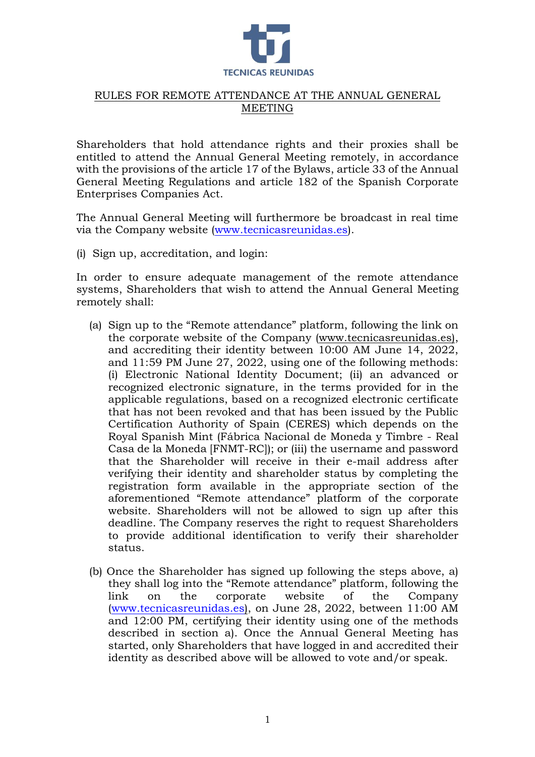TECNICAS REUNIDAS

# RULES FOR REMOTE ATTENDANCE AT THE ANNUAL GENERAL MEETING

Shareholders that hold attendance rights and their proxies shall be entitled to attend the Annual General Meeting remotely, in accordance with the provisions of the article 17 of the Bylaws, article 33 of the Annual General Meeting Regulations and article 182 of the Spanish Corporate Enterprises Companies Act.

The Annual General Meeting will furthermore be broadcast in real time via the Company website (www.tecnicasreunidas.es).

(i) Sign up, accreditation, and login:

In order to ensure adequate management of the remote attendance systems, Shareholders that wish to attend the Annual General Meeting remotely shall:

(a) Sign up to the "Remote attendance" platform, following the link on the corporate website of the Company (www.tecnicasreunidas.es), and accrediting their identity between 10:00 AM June 14, 2022, and 11:59 PM June 27, 2022, using one of the following methods: (i) Electronic National Identity Document; (ii) an advanced or recognized electronic signature, in the terms provided for in the applicable regulations, based on a recognized electronic certificate that has not been revoked and that has been issued by the Public Certification Authority of Spain (CERES) which depends on the Royal Spanish Mint (Fábrica Nacional de Moneda y Timbre - Real Casa de la Moneda [FNMT-RC]); or (iii) the username and password that the Shareholder will receive in their e-mail address after verifying their identity and shareholder status by completing the registration form available in the appropriate section of the aforementioned "Remote attendance" platform of the corporate website. Shareholders will not be allowed to sign up after this deadline. The Company reserves the right to request Shareholders to provide additional identification to verify their shareholder status.

(b) Once the Shareholder has signed up following the steps above, a) they shall log into the "Remote attendance" platform, following the link on the corporate website of the Company (www.tecnicasreunidas.es), on June 28, 2022, between 11:00 AM and 12:00 PM, certifying their identity using one of the methods described in section a). Once the Annual General Meeting has started, only Shareholders that have logged in and accredited their identity as described above will be allowed to vote and/or speak.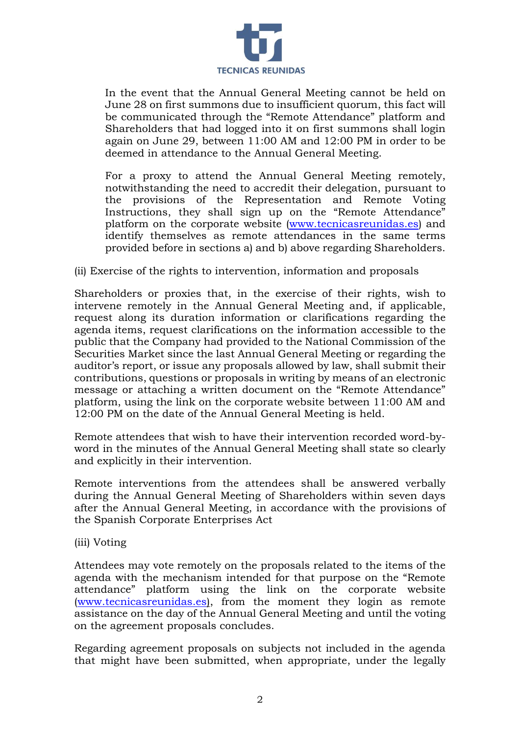In the event that the Annual General Meeting cannot be held on June 28 on first summons due to insufficient quorum, this fact will be communicated through the "Remote Attendance" platform and Shareholders that had logged into it on first summons shall login again on June 29, between 11:00 AM and 12:00 PM in order to be deemed in attendance to the Annual General Meeting.

For a proxy to attend the Annual General Meeting remotely, notwithstanding the need to accredit their delegation, pursuant to the provisions of the Representation and Remote Voting Instructions, they shall sign up on the "Remote Attendance" platform on the corporate website (www.tecnicasreunidas.es) and identify themselves as remote attendances in the same terms provided before in sections a) and b) above regarding Shareholders.

(ii) Exercise of the rights to intervention, information and proposals

Shareholders or proxies that, in the exercise of their rights, wish to intervene remotely in the Annual General Meeting and, if applicable, request along its duration information or clarifications regarding the agenda items, request clarifications on the information accessible to the public that the Company had provided to the National Commission of the Securities Market since the last Annual General Meeting or regarding the auditor's report, or issue any proposals allowed by law, shall submit their contributions, questions or proposals in writing by means of an electronic message or attaching a written document on the "Remote Attendance" platform, using the link on the corporate website between 11:00 AM and 12:00 PM on the date of the Annual General Meeting is held.

Remote attendees that wish to have their intervention recorded word-by-word in the minutes of the Annual General Meeting shall state so clearly and explicitly in their intervention.

Remote interventions from the attendees shall be answered verbally during the Annual General Meeting of Shareholders within seven days after the Annual General Meeting, in accordance with the provisions of the Spanish Corporate Enterprises Act

(iii) Voting

Attendees may vote remotely on the proposals related to the items of the agenda with the mechanism intended for that purpose on the "Remote attendance" platform using the link on the corporate website (www.tecnicasreunidas.es), from the moment they login as remote assistance on the day of the Annual General Meeting and until the voting on the agreement proposals concludes.

Regarding agreement proposals on subjects not included in the agenda that might have been submitted, when appropriate, under the legally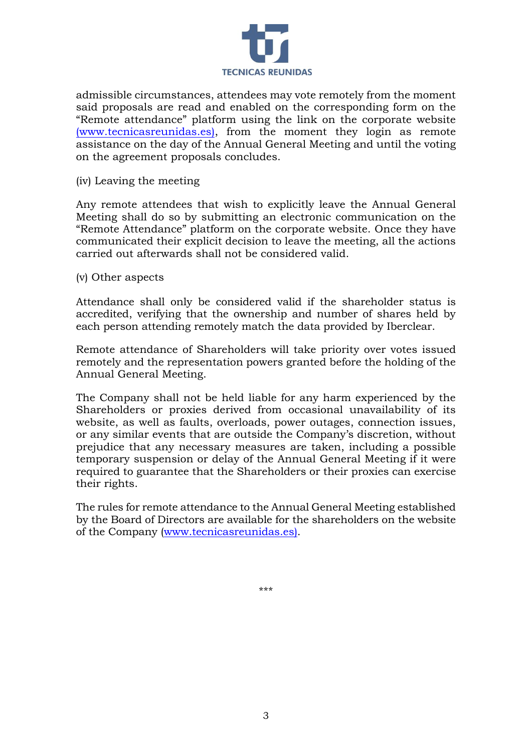admissible circumstances, attendees may vote remotely from the moment said proposals are read and enabled on the corresponding form on the "Remote attendance" platform using the link on the corporate website (www.tecnicasreunidas.es), from the moment they login as remote assistance on the day of the Annual General Meeting and until the voting on the agreement proposals concludes.

(iv) Leaving the meeting

Any remote attendees that wish to explicitly leave the Annual General Meeting shall do so by submitting an electronic communication on the "Remote Attendance" platform on the corporate website. Once they have communicated their explicit decision to leave the meeting, all the actions carried out afterwards shall not be considered valid.

(v) Other aspects

Attendance shall only be considered valid if the shareholder status is accredited, verifying that the ownership and number of shares held by each person attending remotely match the data provided by Iberclear.

Remote attendance of Shareholders will take priority over votes issued remotely and the representation powers granted before the holding of the Annual General Meeting.

The Company shall not be held liable for any harm experienced by the Shareholders or proxies derived from occasional unavailability of its website, as well as faults, overloads, power outages, connection issues, or any similar events that are outside the Company's discretion, without prejudice that any necessary measures are taken, including a possible temporary suspension or delay of the Annual General Meeting if it were required to guarantee that the Shareholders or their proxies can exercise their rights.

The rules for remote attendance to the Annual General Meeting established by the Board of Directors are available for the shareholders on the website of the Company (www.tecnicasreunidas.es).

***